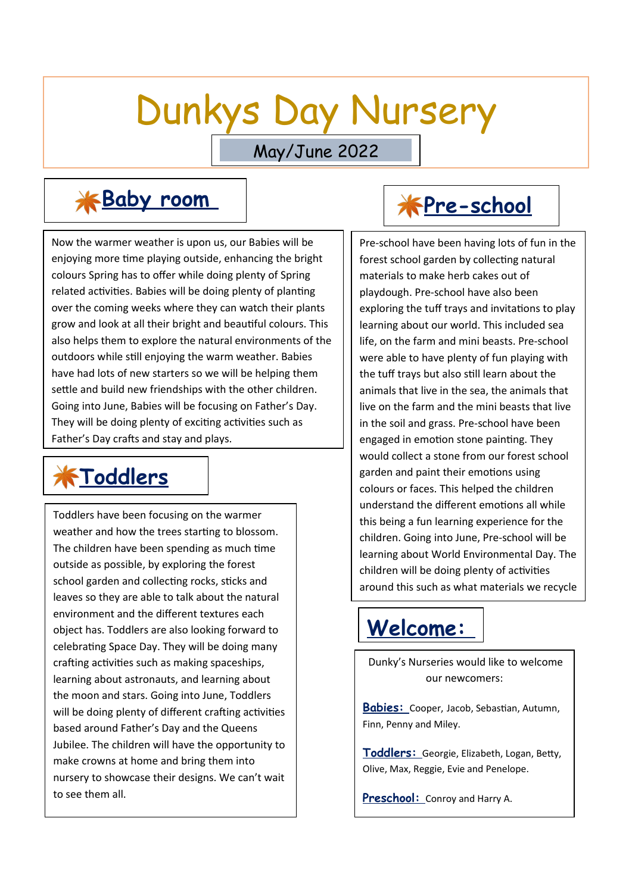# Dunkys Day Nursery

May/June 2022

## Baby room

Now the warmer weather is upon us, our Babies will be enjoying more time playing outside, enhancing the bright colours Spring has to offer while doing plenty of Spring related activities. Babies will be doing plenty of planting over the coming weeks where they can watch their plants grow and look at all their bright and beautiful colours. This also helps them to explore the natural environments of the outdoors while still enjoying the warm weather. Babies have had lots of new starters so we will be helping them settle and build new friendships with the other children. Going into June, Babies will be focusing on Father's Day. They will be doing plenty of exciting activities such as Father's Day crafts and stay and plays.

## Toddlers

Toddlers have been focusing on the warmer weather and how the trees starting to blossom. The children have been spending as much time outside as possible, by exploring the forest school garden and collecting rocks, sticks and leaves so they are able to talk about the natural environment and the different textures each object has. Toddlers are also looking forward to celebrating Space Day. They will be doing many crafting activities such as making spaceships, learning about astronauts, and learning about the moon and stars. Going into June, Toddlers will be doing plenty of different crafting activities based around Father's Day and the Queens Jubilee. The children will have the opportunity to make crowns at home and bring them into nursery to showcase their designs. We can't wait to see them all.

## Pre-school

Pre-school have been having lots of fun in the forest school garden by collecting natural materials to make herb cakes out of playdough. Pre-school have also been exploring the tuff trays and invitations to play learning about our world. This included sea life, on the farm and mini beasts. Pre-school were able to have plenty of fun playing with the tuff trays but also still learn about the animals that live in the sea, the animals that live on the farm and the mini beasts that live in the soil and grass. Pre-school have been engaged in emotion stone painting. They would collect a stone from our forest school garden and paint their emotions using colours or faces. This helped the children understand the different emotions all while this being a fun learning experience for the children. Going into June, Pre-school will be learning about World Environmental Day. The children will be doing plenty of activities around this such as what materials we recycle

## Welcome:

Dunky's Nurseries would like to welcome our newcomers:

**Babies:** Cooper, Jacob, Sebastian, Autumn, Finn, Penny and Miley.

**Toddlers:** Georgie, Elizabeth, Logan, Betty, Olive, Max, Reggie, Evie and Penelope.

**Preschool:** Conroy and Harry A.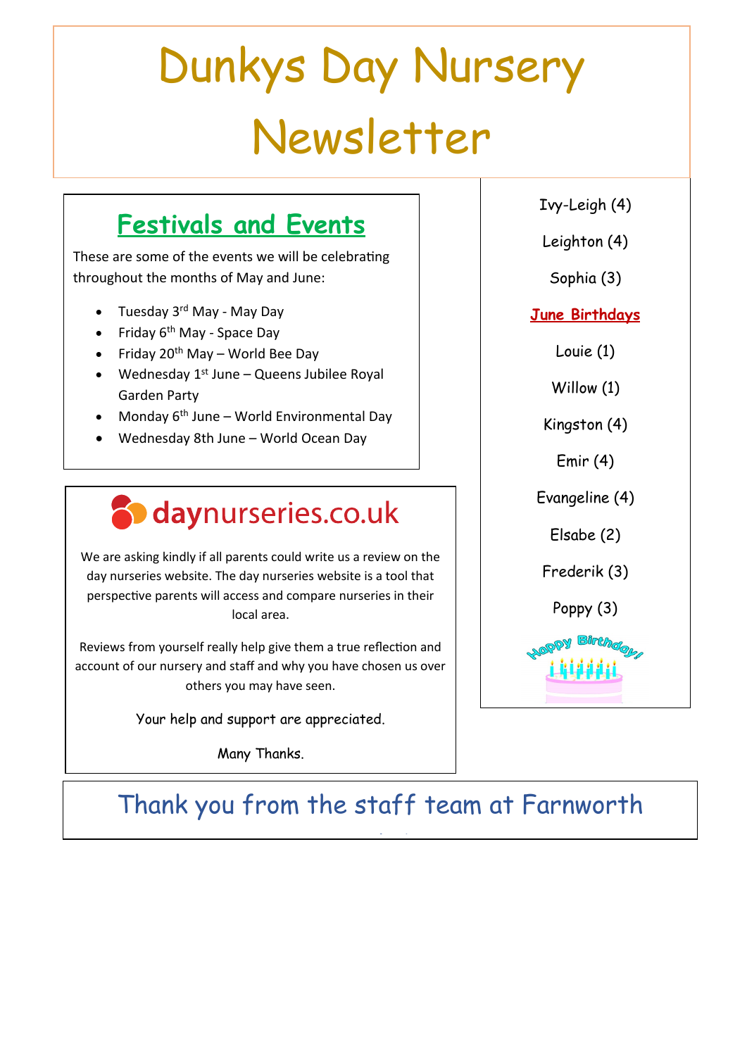# Dunkys Day Nursery Newsletter

## Festivals and Events

These are some of the events we will be celebrating throughout the months of May and June:

- Tuesday 3rd May - May Day
- Friday 6th May - Space Day
- Friday 20th May – World Bee Day
- Wednesday 1st June – Queens Jubilee Royal Garden Party
- Monday 6th June – World Environmental Day
- Wednesday 8th June – World Ocean Day

## daynurseries.co.uk

We are asking kindly if all parents could write us a review on the day nurseries website. The day nurseries website is a tool that perspective parents will access and compare nurseries in their local area.

Reviews from yourself really help give them a true reflection and account of our nursery and staff and why you have chosen us over others you may have seen.

Your help and support are appreciated.

Many Thanks.

Ivy-Leigh (4)

Leighton (4)

Sophia (3)

**June Birthdays**

Louie (1)

Willow (1)

Kingston (4)

Emir (4)

Evangeline (4)

Elsabe (2)

Frederik (3)

Poppy (3)

Happy Birthday!

Thank you from the staff team at Farnworth